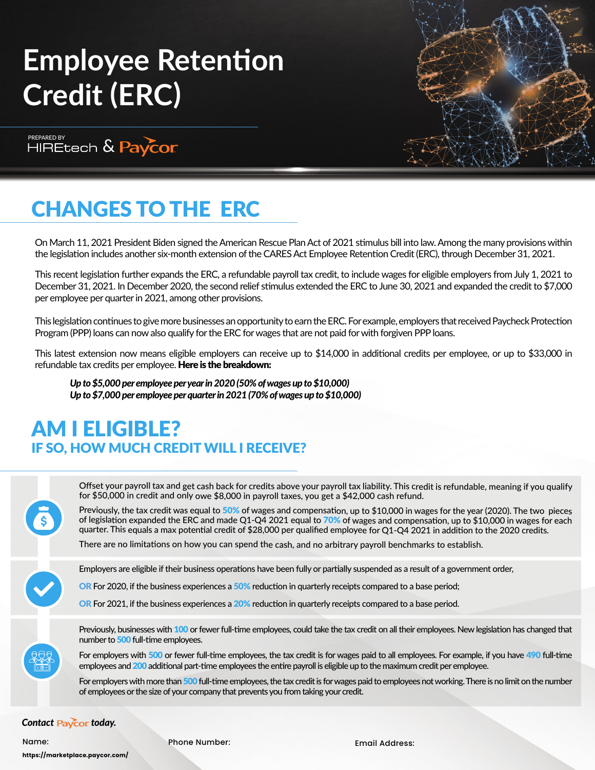# Employee Retention Credit (ERC)

PREPARED BY
HIREtech & Paycor

## CHANGES TO THE ERC

On March 11, 2021 President Biden signed the American Rescue Plan Act of 2021 stimulus bill into law. Among the many provisions within the legislation includes another six-month extension of the CARES Act Employee Retention Credit (ERC), through December 31, 2021.

This recent legislation further expands the ERC, a refundable payroll tax credit, to include wages for eligible employers from July 1, 2021 to December 31, 2021. In December 2020, the second relief stimulus extended the ERC to June 30, 2021 and expanded the credit to $7,000 per employee per quarter in 2021, among other provisions.

This legislation continues to give more businesses an opportunity to earn the ERC. For example, employers that received Paycheck Protection Program (PPP) loans can now also qualify for the ERC for wages that are not paid for with forgiven PPP loans.

This latest extension now means eligible employers can receive up to $14,000 in additional credits per employee, or up to $33,000 in refundable tax credits per employee. **Here is the breakdown:**

***Up to $5,000 per employee per year in 2020 (50% of wages up to $10,000)***
***Up to $7,000 per employee per quarter in 2021 (70% of wages up to $10,000)***

## AM I ELIGIBLE?

### IF SO, HOW MUCH CREDIT WILL I RECEIVE?

Offset your payroll tax and get cash back for credits above your payroll tax liability. This credit is refundable, meaning if you qualify for $50,000 in credit and only owe $8,000 in payroll taxes, you get a $42,000 cash refund.

Previously, the tax credit was equal to 50% of wages and compensation, up to $10,000 in wages for the year (2020). The two pieces of legislation expanded the ERC and made Q1-Q4 2021 equal to 70% of wages and compensation, up to $10,000 in wages for each quarter. This equals a max potential credit of $28,000 per qualified employee for Q1-Q4 2021 in addition to the 2020 credits.

There are no limitations on how you can spend the cash, and no arbitrary payroll benchmarks to establish.

Employers are eligible if their business operations have been fully or partially suspended as a result of a government order,

OR For 2020, if the business experiences a 50% reduction in quarterly receipts compared to a base period;

OR For 2021, if the business experiences a 20% reduction in quarterly receipts compared to a base period.

Previously, businesses with 100 or fewer full-time employees, could take the tax credit on all their employees. New legislation has changed that number to 500 full-time employees.

For employers with 500 or fewer full-time employees, the tax credit is for wages paid to all employees. For example, if you have 490 full-time employees and 200 additional part-time employees the entire payroll is eligible up to the maximum credit per employee.

For employers with more than 500 full-time employees, the tax credit is for wages paid to employees not working. There is no limit on the number of employees or the size of your company that prevents you from taking your credit.

***Contact Paycor today.***

Name:

Phone Number:

Email Address:

https://marketplace.paycor.com/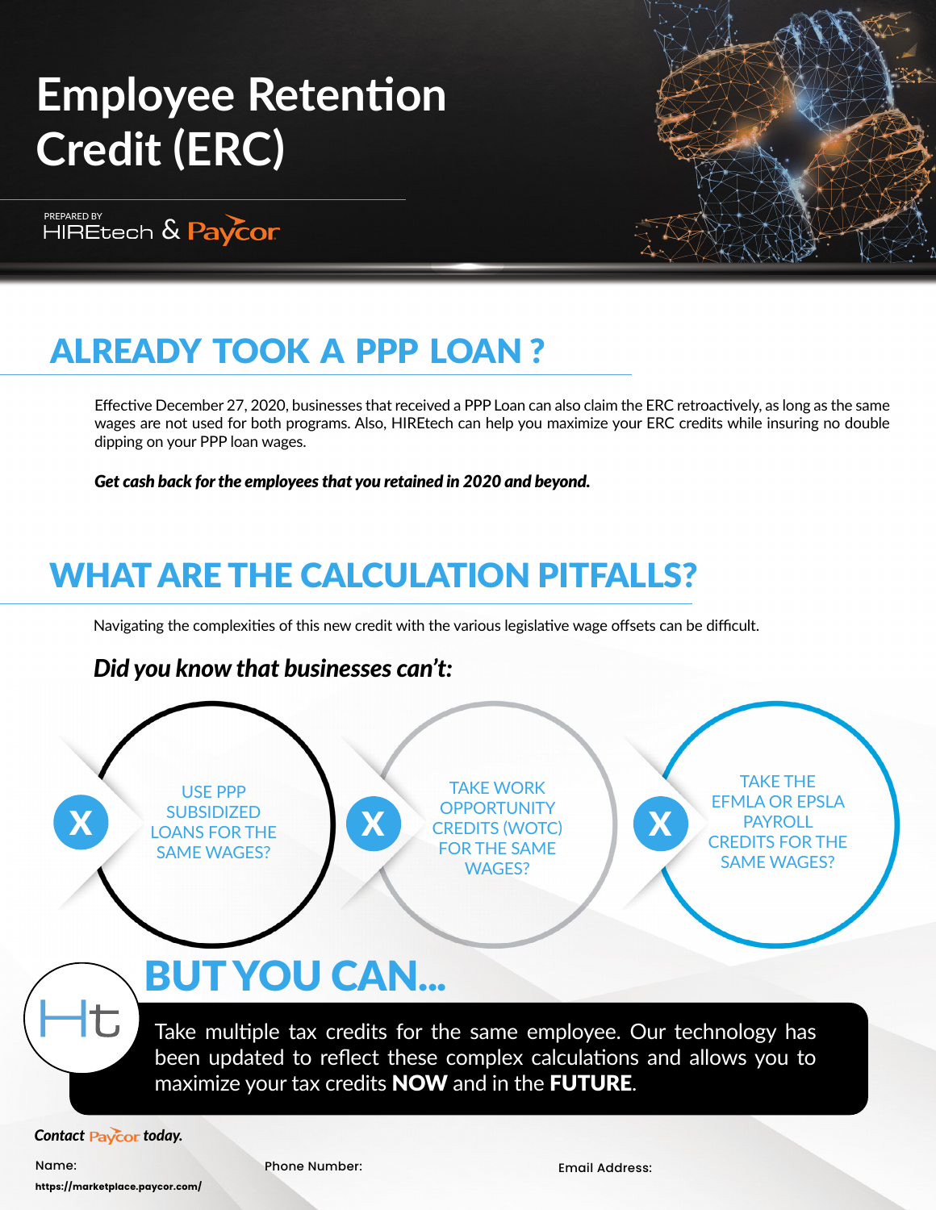# Employee Retention Credit (ERC)

PREPARED BY
HIREtech & Paycor

## ALREADY TOOK A PPP LOAN ?

Effective December 27, 2020, businesses that received a PPP Loan can also claim the ERC retroactively, as long as the same wages are not used for both programs. Also, HIREtech can help you maximize your ERC credits while insuring no double dipping on your PPP loan wages.

***Get cash back for the employees that you retained in 2020 and beyond.***

## WHAT ARE THE CALCULATION PITFALLS?

Navigating the complexities of this new credit with the various legislative wage offsets can be difficult.

### *Did you know that businesses can't:*

- X USE PPP SUBSIDIZED LOANS FOR THE SAME WAGES?
- X TAKE WORK OPPORTUNITY CREDITS (WOTC) FOR THE SAME WAGES?
- X TAKE THE EFMLA OR EPSLA PAYROLL CREDITS FOR THE SAME WAGES?

## BUT YOU CAN...

Take multiple tax credits for the same employee. Our technology has been updated to reflect these complex calculations and allows you to maximize your tax credits **NOW** and in the **FUTURE**.

*Contact Paycor today.*

Name:

Phone Number:

Email Address:

https://marketplace.paycor.com/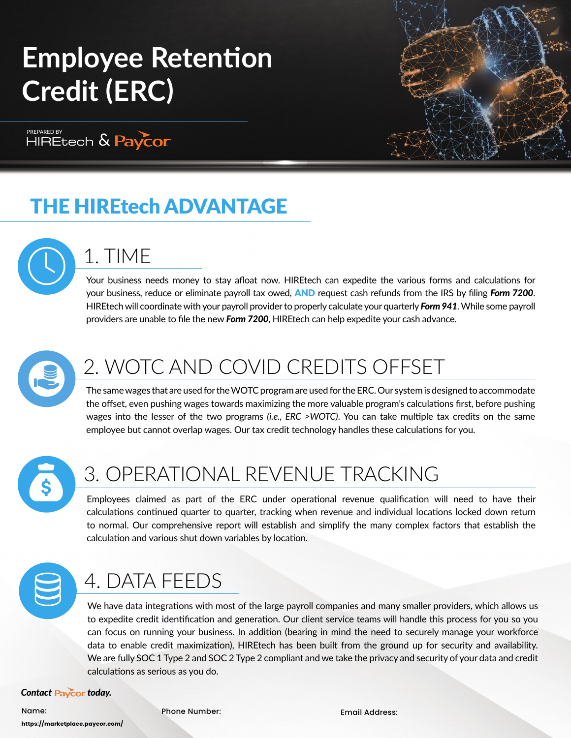# Employee Retention Credit (ERC)

PREPARED BY
HIREtech & Paycor

## THE HIREtech ADVANTAGE

### 1. TIME

Your business needs money to stay afloat now. HIREtech can expedite the various forms and calculations for your business, reduce or eliminate payroll tax owed, **AND** request cash refunds from the IRS by filing ***Form 7200***. HIREtech will coordinate with your payroll provider to properly calculate your quarterly ***Form 941***. While some payroll providers are unable to file the new ***Form 7200***, HIREtech can help expedite your cash advance.

### 2. WOTC AND COVID CREDITS OFFSET

The same wages that are used for the WOTC program are used for the ERC. Our system is designed to accommodate the offset, even pushing wages towards maximizing the more valuable program's calculations first, before pushing wages into the lesser of the two programs *(i.e., ERC >WOTC)*. You can take multiple tax credits on the same employee but cannot overlap wages. Our tax credit technology handles these calculations for you.

### 3. OPERATIONAL REVENUE TRACKING

Employees claimed as part of the ERC under operational revenue qualification will need to have their calculations continued quarter to quarter, tracking when revenue and individual locations locked down return to normal. Our comprehensive report will establish and simplify the many complex factors that establish the calculation and various shut down variables by location.

### 4. DATA FEEDS

We have data integrations with most of the large payroll companies and many smaller providers, which allows us to expedite credit identification and generation. Our client service teams will handle this process for you so you can focus on running your business. In addition (bearing in mind the need to securely manage your workforce data to enable credit maximization), HIREtech has been built from the ground up for security and availability. We are fully SOC 1 Type 2 and SOC 2 Type 2 compliant and we take the privacy and security of your data and credit calculations as serious as you do.

***Contact Paycor today.***

Name:

Phone Number:

Email Address:

**https://marketplace.paycor.com/**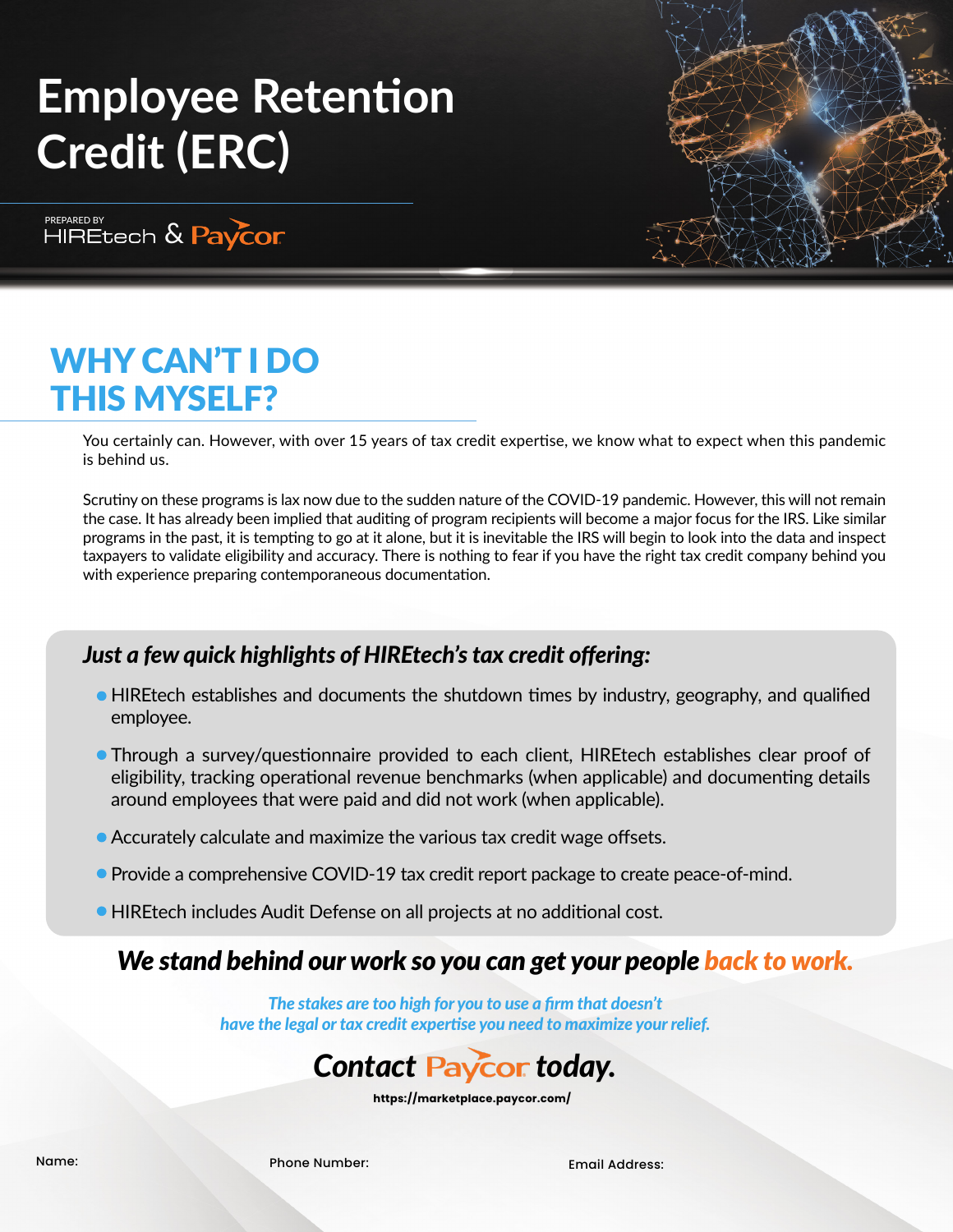# Employee Retention Credit (ERC)

PREPARED BY
HIREtech & Paycor

## WHY CAN'T I DO THIS MYSELF?

You certainly can. However, with over 15 years of tax credit expertise, we know what to expect when this pandemic is behind us.

Scrutiny on these programs is lax now due to the sudden nature of the COVID-19 pandemic. However, this will not remain the case. It has already been implied that auditing of program recipients will become a major focus for the IRS. Like similar programs in the past, it is tempting to go at it alone, but it is inevitable the IRS will begin to look into the data and inspect taxpayers to validate eligibility and accuracy. There is nothing to fear if you have the right tax credit company behind you with experience preparing contemporaneous documentation.

### *Just a few quick highlights of HIREtech's tax credit offering:*

- HIREtech establishes and documents the shutdown times by industry, geography, and qualified employee.
- Through a survey/questionnaire provided to each client, HIREtech establishes clear proof of eligibility, tracking operational revenue benchmarks (when applicable) and documenting details around employees that were paid and did not work (when applicable).
- Accurately calculate and maximize the various tax credit wage offsets.
- Provide a comprehensive COVID-19 tax credit report package to create peace-of-mind.
- HIREtech includes Audit Defense on all projects at no additional cost.

***We stand behind our work so you can get your people back to work.***

*The stakes are too high for you to use a firm that doesn't have the legal or tax credit expertise you need to maximize your relief.*

***Contact Paycor today.***

https://marketplace.paycor.com/

Name:

Phone Number:

Email Address: